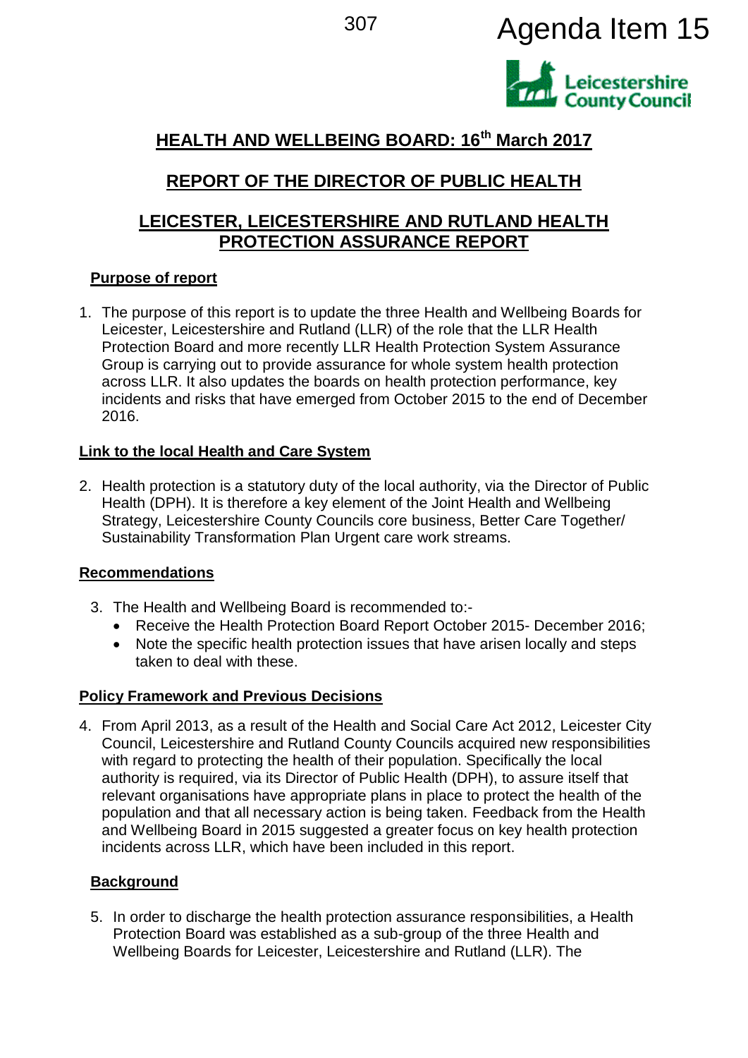Agenda Item 15

# HEALTH AND WELLBEING BOARD: 16th March 2017

## REPORT OF THE DIRECTOR OF PUBLIC HEALTH

## LEICESTER, LEICESTERSHIRE AND RUTLAND HEALTH PROTECTION ASSURANCE REPORT

### Purpose of report

1. The purpose of this report is to update the three Health and Wellbeing Boards for Leicester, Leicestershire and Rutland (LLR) of the role that the LLR Health Protection Board and more recently LLR Health Protection System Assurance Group is carrying out to provide assurance for whole system health protection across LLR. It also updates the boards on health protection performance, key incidents and risks that have emerged from October 2015 to the end of December 2016.

### Link to the local Health and Care System

2. Health protection is a statutory duty of the local authority, via the Director of Public Health (DPH). It is therefore a key element of the Joint Health and Wellbeing Strategy, Leicestershire County Councils core business, Better Care Together/ Sustainability Transformation Plan Urgent care work streams.

### Recommendations

3. The Health and Wellbeing Board is recommended to:-
   - Receive the Health Protection Board Report October 2015- December 2016;
   - Note the specific health protection issues that have arisen locally and steps taken to deal with these.

### Policy Framework and Previous Decisions

4. From April 2013, as a result of the Health and Social Care Act 2012, Leicester City Council, Leicestershire and Rutland County Councils acquired new responsibilities with regard to protecting the health of their population. Specifically the local authority is required, via its Director of Public Health (DPH), to assure itself that relevant organisations have appropriate plans in place to protect the health of the population and that all necessary action is being taken. Feedback from the Health and Wellbeing Board in 2015 suggested a greater focus on key health protection incidents across LLR, which have been included in this report.

### Background

5. In order to discharge the health protection assurance responsibilities, a Health Protection Board was established as a sub-group of the three Health and Wellbeing Boards for Leicester, Leicestershire and Rutland (LLR). The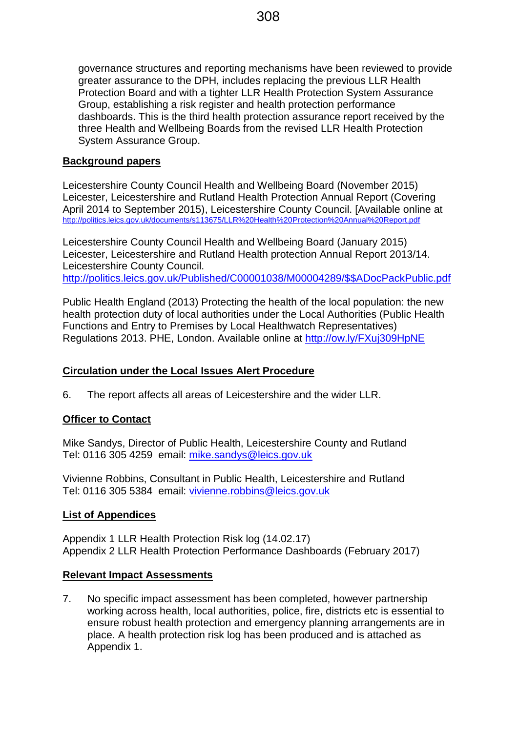governance structures and reporting mechanisms have been reviewed to provide greater assurance to the DPH, includes replacing the previous LLR Health Protection Board and with a tighter LLR Health Protection System Assurance Group, establishing a risk register and health protection performance dashboards. This is the third health protection assurance report received by the three Health and Wellbeing Boards from the revised LLR Health Protection System Assurance Group.

**Background papers**

Leicestershire County Council Health and Wellbeing Board (November 2015) Leicester, Leicestershire and Rutland Health Protection Annual Report (Covering April 2014 to September 2015), Leicestershire County Council. [Available online at http://politics.leics.gov.uk/documents/s113675/LLR%20Health%20Protection%20Annual%20Report.pdf

Leicestershire County Council Health and Wellbeing Board (January 2015) Leicester, Leicestershire and Rutland Health protection Annual Report 2013/14. Leicestershire County Council. http://politics.leics.gov.uk/Published/C00001038/M00004289/$$ADocPackPublic.pdf

Public Health England (2013) Protecting the health of the local population: the new health protection duty of local authorities under the Local Authorities (Public Health Functions and Entry to Premises by Local Healthwatch Representatives) Regulations 2013. PHE, London. Available online at http://ow.ly/FXuj309HpNE

**Circulation under the Local Issues Alert Procedure**

6. The report affects all areas of Leicestershire and the wider LLR.

**Officer to Contact**

Mike Sandys, Director of Public Health, Leicestershire County and Rutland
Tel: 0116 305 4259 email: mike.sandys@leics.gov.uk

Vivienne Robbins, Consultant in Public Health, Leicestershire and Rutland
Tel: 0116 305 5384 email: vivienne.robbins@leics.gov.uk

**List of Appendices**

Appendix 1 LLR Health Protection Risk log (14.02.17)
Appendix 2 LLR Health Protection Performance Dashboards (February 2017)

**Relevant Impact Assessments**

7. No specific impact assessment has been completed, however partnership working across health, local authorities, police, fire, districts etc is essential to ensure robust health protection and emergency planning arrangements are in place. A health protection risk log has been produced and is attached as Appendix 1.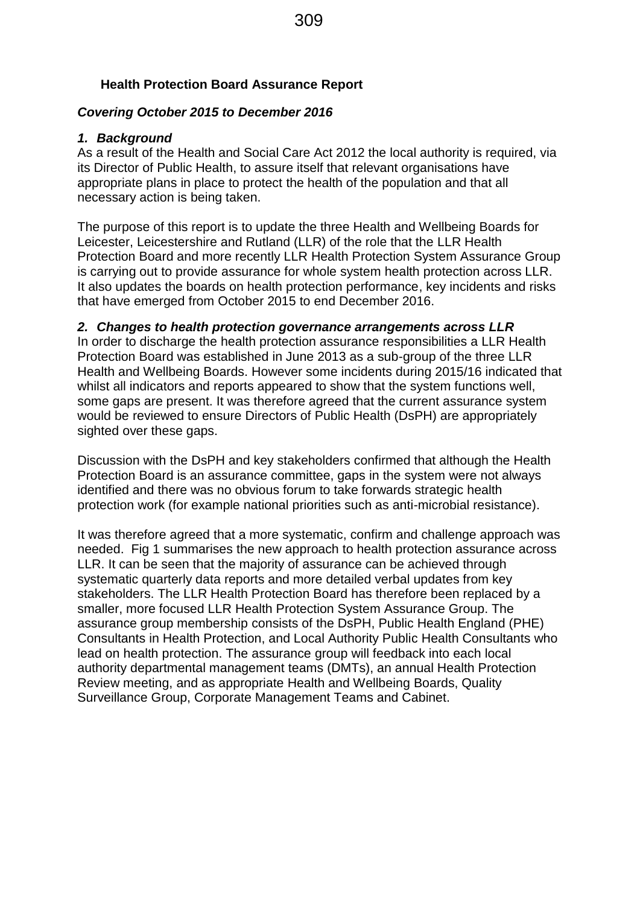**Health Protection Board Assurance Report**

***Covering October 2015 to December 2016***

### *1. Background*

As a result of the Health and Social Care Act 2012 the local authority is required, via its Director of Public Health, to assure itself that relevant organisations have appropriate plans in place to protect the health of the population and that all necessary action is being taken.

The purpose of this report is to update the three Health and Wellbeing Boards for Leicester, Leicestershire and Rutland (LLR) of the role that the LLR Health Protection Board and more recently LLR Health Protection System Assurance Group is carrying out to provide assurance for whole system health protection across LLR. It also updates the boards on health protection performance, key incidents and risks that have emerged from October 2015 to end December 2016.

### *2. Changes to health protection governance arrangements across LLR*

In order to discharge the health protection assurance responsibilities a LLR Health Protection Board was established in June 2013 as a sub-group of the three LLR Health and Wellbeing Boards. However some incidents during 2015/16 indicated that whilst all indicators and reports appeared to show that the system functions well, some gaps are present. It was therefore agreed that the current assurance system would be reviewed to ensure Directors of Public Health (DsPH) are appropriately sighted over these gaps.

Discussion with the DsPH and key stakeholders confirmed that although the Health Protection Board is an assurance committee, gaps in the system were not always identified and there was no obvious forum to take forwards strategic health protection work (for example national priorities such as anti-microbial resistance).

It was therefore agreed that a more systematic, confirm and challenge approach was needed. Fig 1 summarises the new approach to health protection assurance across LLR. It can be seen that the majority of assurance can be achieved through systematic quarterly data reports and more detailed verbal updates from key stakeholders. The LLR Health Protection Board has therefore been replaced by a smaller, more focused LLR Health Protection System Assurance Group. The assurance group membership consists of the DsPH, Public Health England (PHE) Consultants in Health Protection, and Local Authority Public Health Consultants who lead on health protection. The assurance group will feedback into each local authority departmental management teams (DMTs), an annual Health Protection Review meeting, and as appropriate Health and Wellbeing Boards, Quality Surveillance Group, Corporate Management Teams and Cabinet.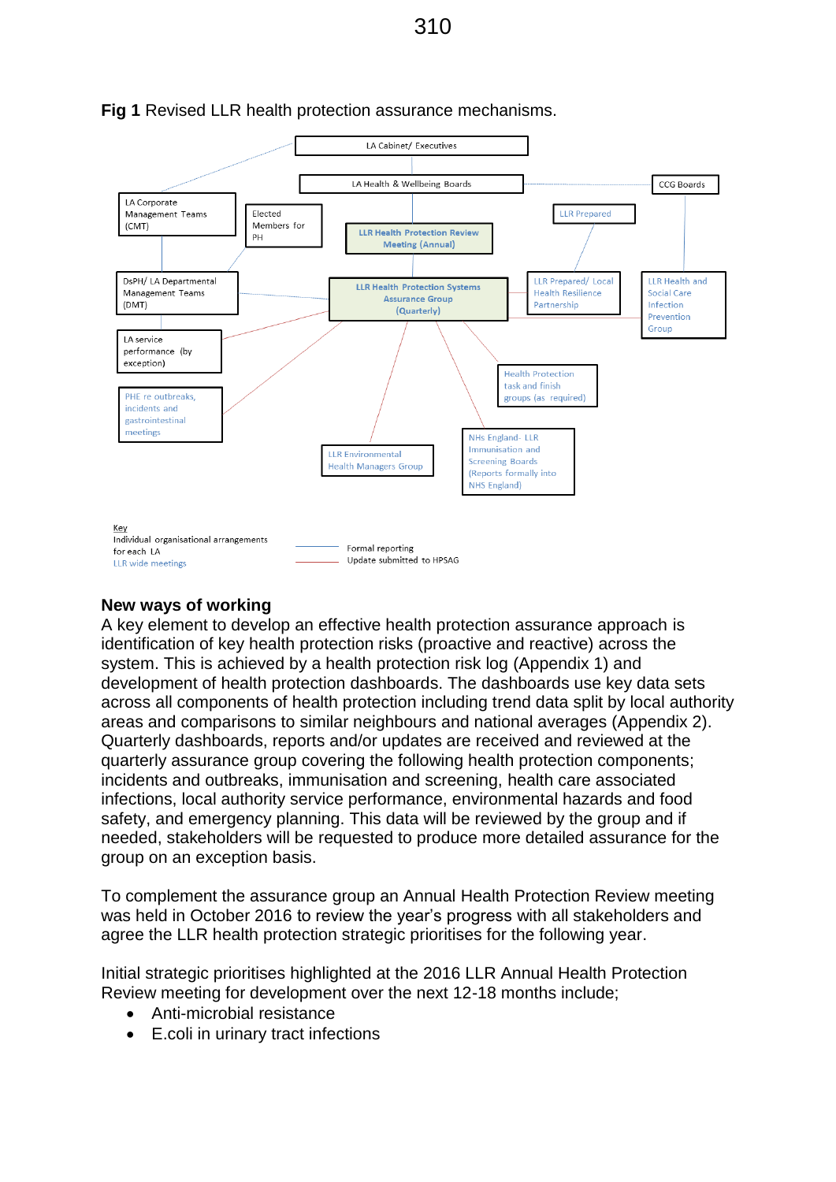**Fig 1** Revised LLR health protection assurance mechanisms.

LA Cabinet/ Executives

LA Health & Wellbeing Boards

CCG Boards

LA Corporate Management Teams (CMT)

Elected Members for PH

LLR Health Protection Review Meeting (Annual)

LLR Prepared

DsPH/ LA Departmental Management Teams (DMT)

LLR Health Protection Systems Assurance Group (Quarterly)

LLR Prepared/ Local Health Resilience Partnership

LLR Health and Social Care Infection Prevention Group

LA service performance (by exception)

PHE re outbreaks, incidents and gastrointestinal meetings

Health Protection task and finish groups (as required)

LLR Environmental Health Managers Group

NHs England- LLR Immunisation and Screening Boards (Reports formally into NHS England)

Key
Individual organisational arrangements for each LA
LLR wide meetings

Formal reporting
Update submitted to HPSAG

## New ways of working

A key element to develop an effective health protection assurance approach is identification of key health protection risks (proactive and reactive) across the system. This is achieved by a health protection risk log (Appendix 1) and development of health protection dashboards. The dashboards use key data sets across all components of health protection including trend data split by local authority areas and comparisons to similar neighbours and national averages (Appendix 2). Quarterly dashboards, reports and/or updates are received and reviewed at the quarterly assurance group covering the following health protection components; incidents and outbreaks, immunisation and screening, health care associated infections, local authority service performance, environmental hazards and food safety, and emergency planning. This data will be reviewed by the group and if needed, stakeholders will be requested to produce more detailed assurance for the group on an exception basis.

To complement the assurance group an Annual Health Protection Review meeting was held in October 2016 to review the year's progress with all stakeholders and agree the LLR health protection strategic prioritises for the following year.

Initial strategic prioritises highlighted at the 2016 LLR Annual Health Protection Review meeting for development over the next 12-18 months include;

- Anti-microbial resistance
- E.coli in urinary tract infections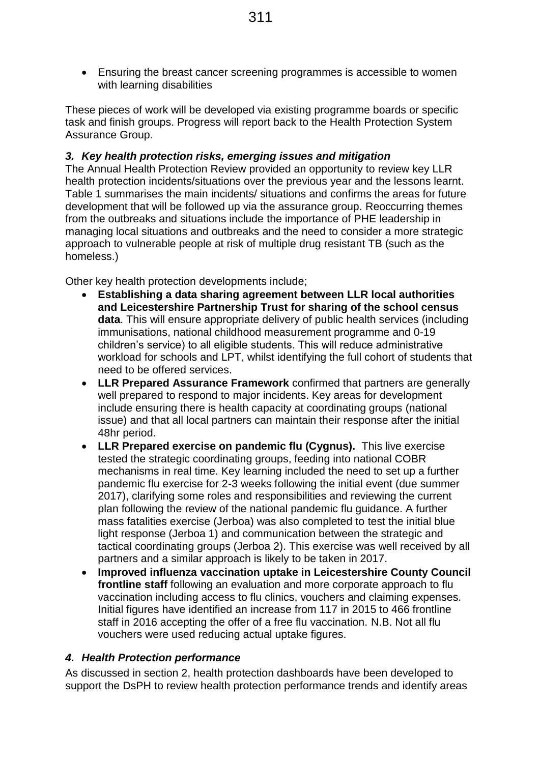- Ensuring the breast cancer screening programmes is accessible to women with learning disabilities

These pieces of work will be developed via existing programme boards or specific task and finish groups. Progress will report back to the Health Protection System Assurance Group.

### *3. Key health protection risks, emerging issues and mitigation*

The Annual Health Protection Review provided an opportunity to review key LLR health protection incidents/situations over the previous year and the lessons learnt. Table 1 summarises the main incidents/ situations and confirms the areas for future development that will be followed up via the assurance group. Reoccurring themes from the outbreaks and situations include the importance of PHE leadership in managing local situations and outbreaks and the need to consider a more strategic approach to vulnerable people at risk of multiple drug resistant TB (such as the homeless.)

Other key health protection developments include;

- **Establishing a data sharing agreement between LLR local authorities and Leicestershire Partnership Trust for sharing of the school census data**. This will ensure appropriate delivery of public health services (including immunisations, national childhood measurement programme and 0-19 children's service) to all eligible students. This will reduce administrative workload for schools and LPT, whilst identifying the full cohort of students that need to be offered services.
- **LLR Prepared Assurance Framework** confirmed that partners are generally well prepared to respond to major incidents. Key areas for development include ensuring there is health capacity at coordinating groups (national issue) and that all local partners can maintain their response after the initial 48hr period.
- **LLR Prepared exercise on pandemic flu (Cygnus).** This live exercise tested the strategic coordinating groups, feeding into national COBR mechanisms in real time. Key learning included the need to set up a further pandemic flu exercise for 2-3 weeks following the initial event (due summer 2017), clarifying some roles and responsibilities and reviewing the current plan following the review of the national pandemic flu guidance. A further mass fatalities exercise (Jerboa) was also completed to test the initial blue light response (Jerboa 1) and communication between the strategic and tactical coordinating groups (Jerboa 2). This exercise was well received by all partners and a similar approach is likely to be taken in 2017.
- **Improved influenza vaccination uptake in Leicestershire County Council frontline staff** following an evaluation and more corporate approach to flu vaccination including access to flu clinics, vouchers and claiming expenses. Initial figures have identified an increase from 117 in 2015 to 466 frontline staff in 2016 accepting the offer of a free flu vaccination. N.B. Not all flu vouchers were used reducing actual uptake figures.

### *4. Health Protection performance*

As discussed in section 2, health protection dashboards have been developed to support the DsPH to review health protection performance trends and identify areas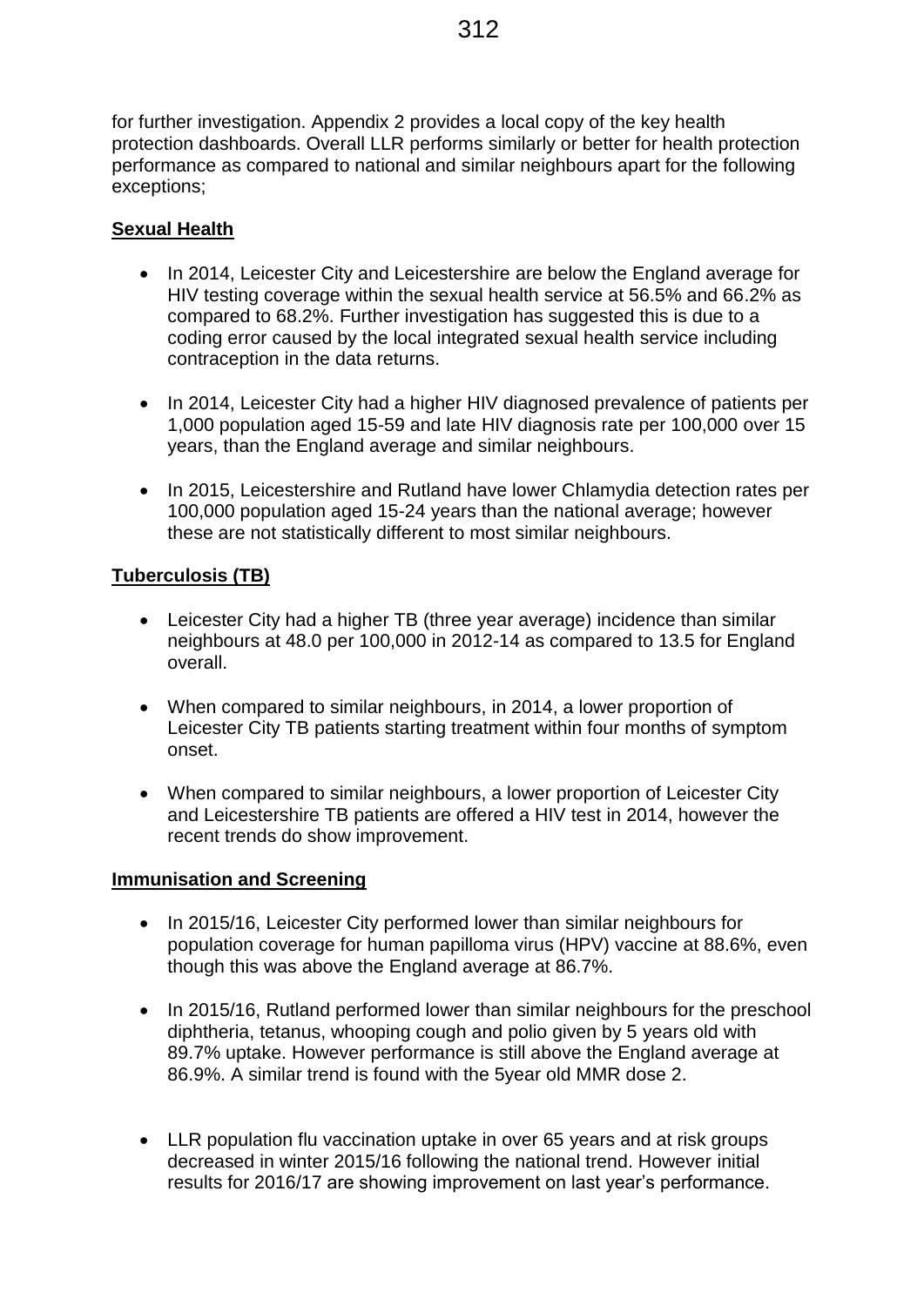for further investigation. Appendix 2 provides a local copy of the key health protection dashboards. Overall LLR performs similarly or better for health protection performance as compared to national and similar neighbours apart for the following exceptions;

**Sexual Health**

- In 2014, Leicester City and Leicestershire are below the England average for HIV testing coverage within the sexual health service at 56.5% and 66.2% as compared to 68.2%. Further investigation has suggested this is due to a coding error caused by the local integrated sexual health service including contraception in the data returns.

- In 2014, Leicester City had a higher HIV diagnosed prevalence of patients per 1,000 population aged 15-59 and late HIV diagnosis rate per 100,000 over 15 years, than the England average and similar neighbours.

- In 2015, Leicestershire and Rutland have lower Chlamydia detection rates per 100,000 population aged 15-24 years than the national average; however these are not statistically different to most similar neighbours.

**Tuberculosis (TB)**

- Leicester City had a higher TB (three year average) incidence than similar neighbours at 48.0 per 100,000 in 2012-14 as compared to 13.5 for England overall.

- When compared to similar neighbours, in 2014, a lower proportion of Leicester City TB patients starting treatment within four months of symptom onset.

- When compared to similar neighbours, a lower proportion of Leicester City and Leicestershire TB patients are offered a HIV test in 2014, however the recent trends do show improvement.

**Immunisation and Screening**

- In 2015/16, Leicester City performed lower than similar neighbours for population coverage for human papilloma virus (HPV) vaccine at 88.6%, even though this was above the England average at 86.7%.

- In 2015/16, Rutland performed lower than similar neighbours for the preschool diphtheria, tetanus, whooping cough and polio given by 5 years old with 89.7% uptake. However performance is still above the England average at 86.9%. A similar trend is found with the 5year old MMR dose 2.

- LLR population flu vaccination uptake in over 65 years and at risk groups decreased in winter 2015/16 following the national trend. However initial results for 2016/17 are showing improvement on last year's performance.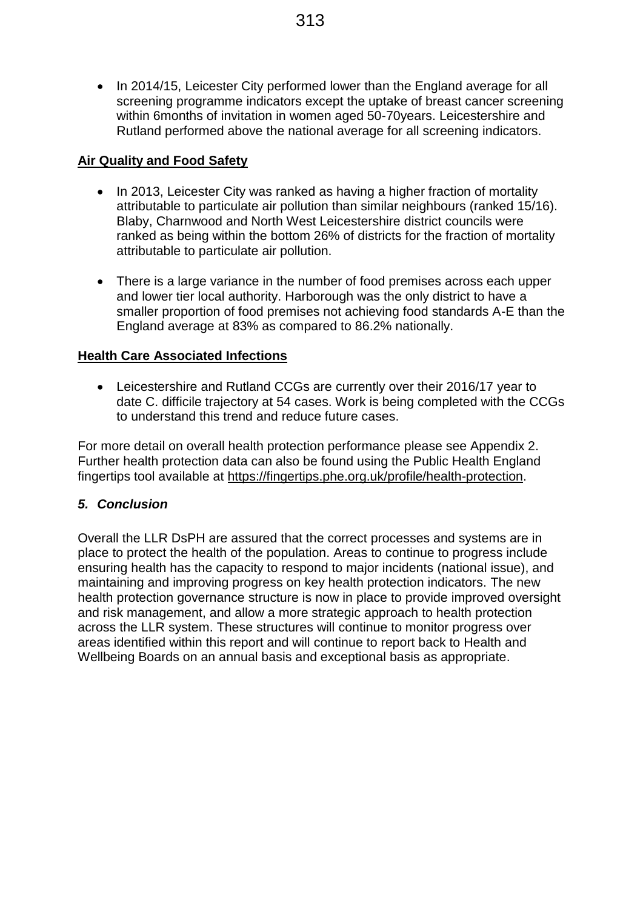- In 2014/15, Leicester City performed lower than the England average for all screening programme indicators except the uptake of breast cancer screening within 6months of invitation in women aged 50-70years. Leicestershire and Rutland performed above the national average for all screening indicators.

**Air Quality and Food Safety**

- In 2013, Leicester City was ranked as having a higher fraction of mortality attributable to particulate air pollution than similar neighbours (ranked 15/16). Blaby, Charnwood and North West Leicestershire district councils were ranked as being within the bottom 26% of districts for the fraction of mortality attributable to particulate air pollution.

- There is a large variance in the number of food premises across each upper and lower tier local authority. Harborough was the only district to have a smaller proportion of food premises not achieving food standards A-E than the England average at 83% as compared to 86.2% nationally.

**Health Care Associated Infections**

- Leicestershire and Rutland CCGs are currently over their 2016/17 year to date C. difficile trajectory at 54 cases. Work is being completed with the CCGs to understand this trend and reduce future cases.

For more detail on overall health protection performance please see Appendix 2. Further health protection data can also be found using the Public Health England fingertips tool available at https://fingertips.phe.org.uk/profile/health-protection.

## *5. Conclusion*

Overall the LLR DsPH are assured that the correct processes and systems are in place to protect the health of the population. Areas to continue to progress include ensuring health has the capacity to respond to major incidents (national issue), and maintaining and improving progress on key health protection indicators. The new health protection governance structure is now in place to provide improved oversight and risk management, and allow a more strategic approach to health protection across the LLR system. These structures will continue to monitor progress over areas identified within this report and will continue to report back to Health and Wellbeing Boards on an annual basis and exceptional basis as appropriate.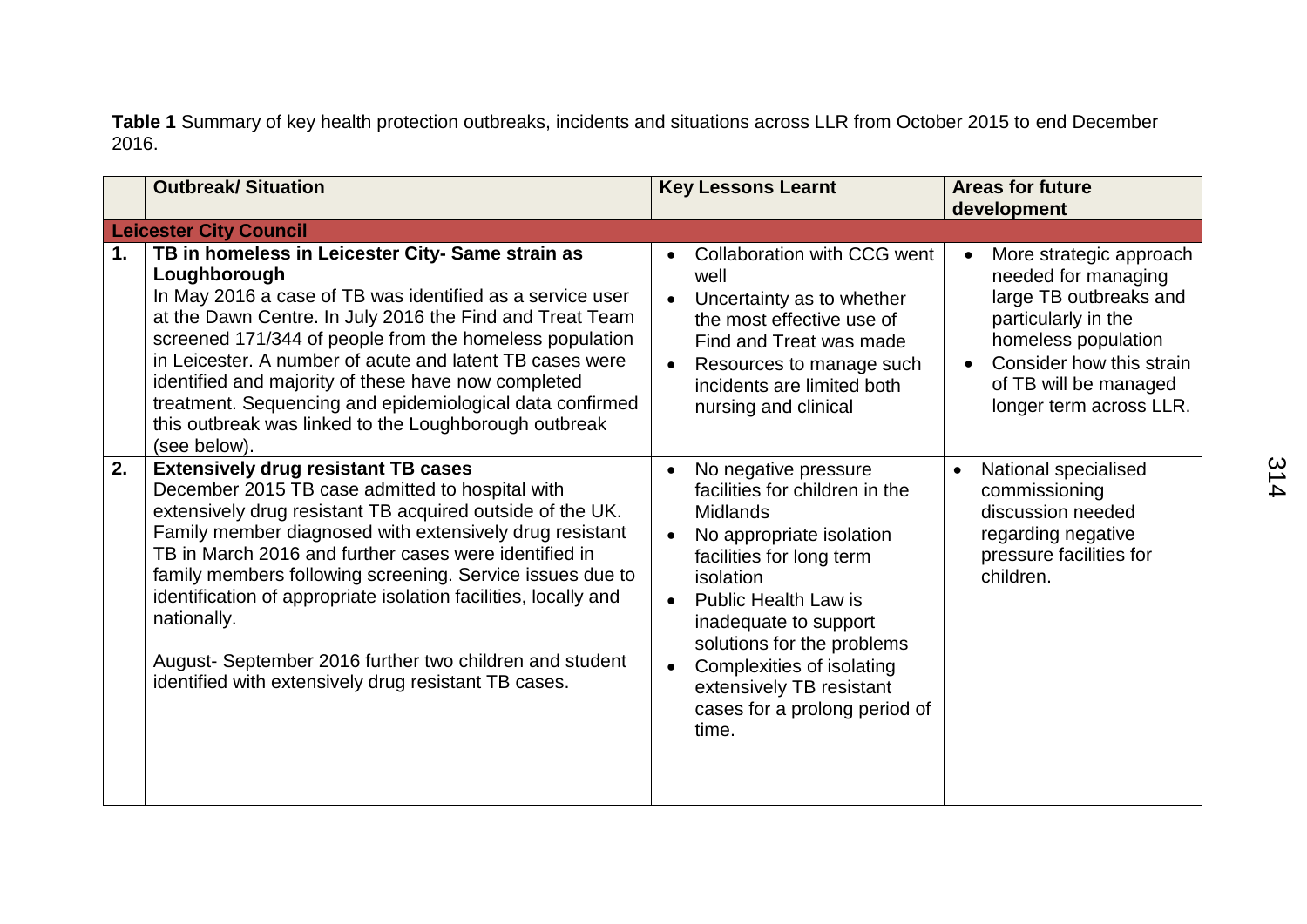**Table 1** Summary of key health protection outbreaks, incidents and situations across LLR from October 2015 to end December 2016.

| | Outbreak/ Situation | Key Lessons Learnt | Areas for future development |
|---|---|---|---|
| **Leicester City Council** | | | |
| **1.** | **TB in homeless in Leicester City- Same strain as Loughborough**<br>In May 2016 a case of TB was identified as a service user at the Dawn Centre. In July 2016 the Find and Treat Team screened 171/344 of people from the homeless population in Leicester. A number of acute and latent TB cases were identified and majority of these have now completed treatment. Sequencing and epidemiological data confirmed this outbreak was linked to the Loughborough outbreak (see below). | • Collaboration with CCG went well<br>• Uncertainty as to whether the most effective use of Find and Treat was made<br>• Resources to manage such incidents are limited both nursing and clinical | • More strategic approach needed for managing large TB outbreaks and particularly in the homeless population<br>• Consider how this strain of TB will be managed longer term across LLR. |
| **2.** | **Extensively drug resistant TB cases**<br>December 2015 TB case admitted to hospital with extensively drug resistant TB acquired outside of the UK. Family member diagnosed with extensively drug resistant TB in March 2016 and further cases were identified in family members following screening. Service issues due to identification of appropriate isolation facilities, locally and nationally.<br><br>August- September 2016 further two children and student identified with extensively drug resistant TB cases. | • No negative pressure facilities for children in the Midlands<br>• No appropriate isolation facilities for long term isolation<br>• Public Health Law is inadequate to support solutions for the problems<br>• Complexities of isolating extensively TB resistant cases for a prolong period of time. | • National specialised commissioning discussion needed regarding negative pressure facilities for children. |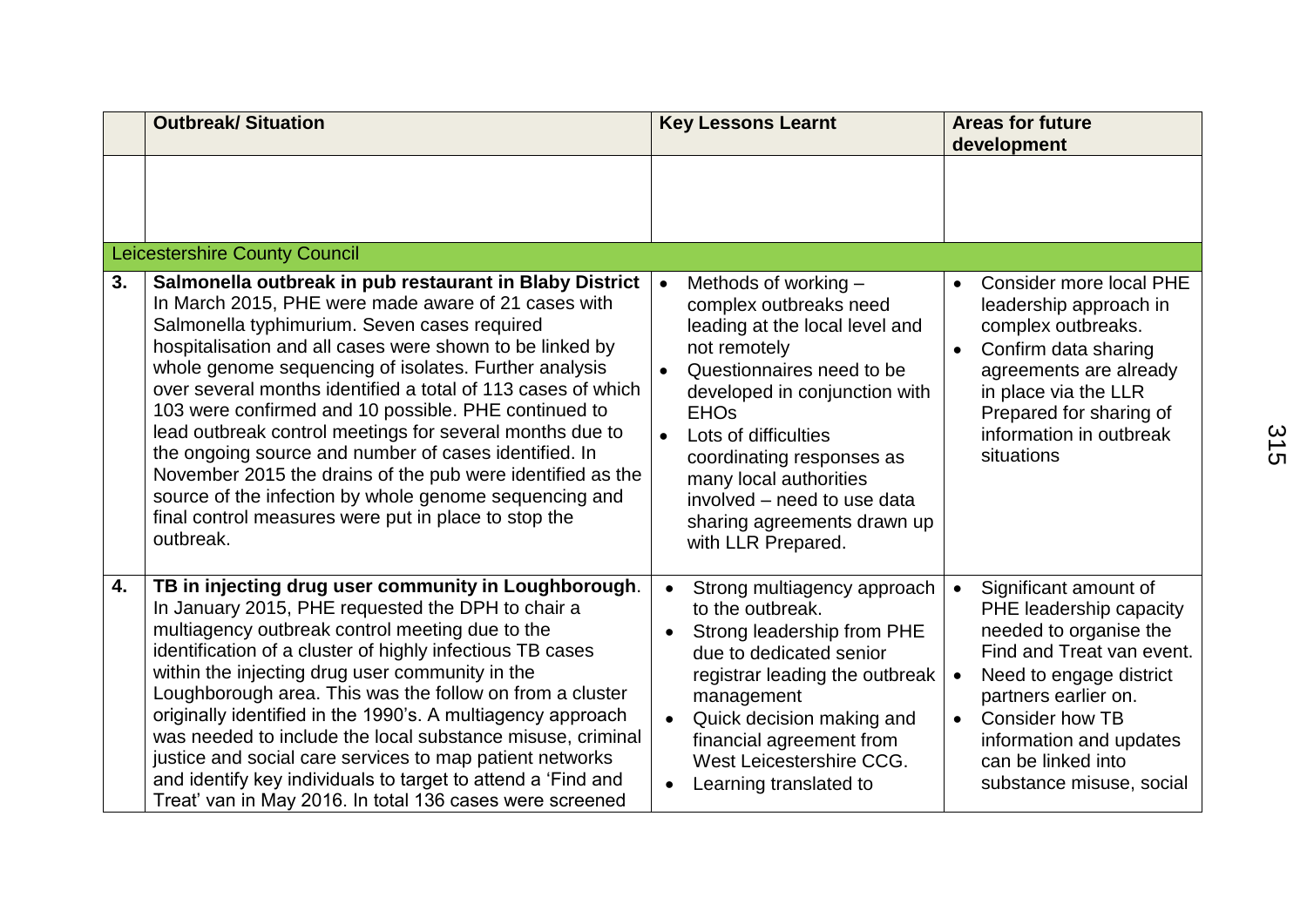| | Outbreak/ Situation | Key Lessons Learnt | Areas for future development |
|---|---|---|---|
| | | | |
| | Leicestershire County Council | | |
| **3.** | **Salmonella outbreak in pub restaurant in Blaby District** In March 2015, PHE were made aware of 21 cases with Salmonella typhimurium. Seven cases required hospitalisation and all cases were shown to be linked by whole genome sequencing of isolates. Further analysis over several months identified a total of 113 cases of which 103 were confirmed and 10 possible. PHE continued to lead outbreak control meetings for several months due to the ongoing source and number of cases identified. In November 2015 the drains of the pub were identified as the source of the infection by whole genome sequencing and final control measures were put in place to stop the outbreak. | • Methods of working – complex outbreaks need leading at the local level and not remotely<br>• Questionnaires need to be developed in conjunction with EHOs<br>• Lots of difficulties coordinating responses as many local authorities involved – need to use data sharing agreements drawn up with LLR Prepared. | • Consider more local PHE leadership approach in complex outbreaks.<br>• Confirm data sharing agreements are already in place via the LLR Prepared for sharing of information in outbreak situations |
| **4.** | **TB in injecting drug user community in Loughborough**. In January 2015, PHE requested the DPH to chair a multiagency outbreak control meeting due to the identification of a cluster of highly infectious TB cases within the injecting drug user community in the Loughborough area. This was the follow on from a cluster originally identified in the 1990's. A multiagency approach was needed to include the local substance misuse, criminal justice and social care services to map patient networks and identify key individuals to target to attend a 'Find and Treat' van in May 2016. In total 136 cases were screened | • Strong multiagency approach to the outbreak.<br>• Strong leadership from PHE due to dedicated senior registrar leading the outbreak management<br>• Quick decision making and financial agreement from West Leicestershire CCG.<br>• Learning translated to | • Significant amount of PHE leadership capacity needed to organise the Find and Treat van event.<br>• Need to engage district partners earlier on.<br>• Consider how TB information and updates can be linked into substance misuse, social |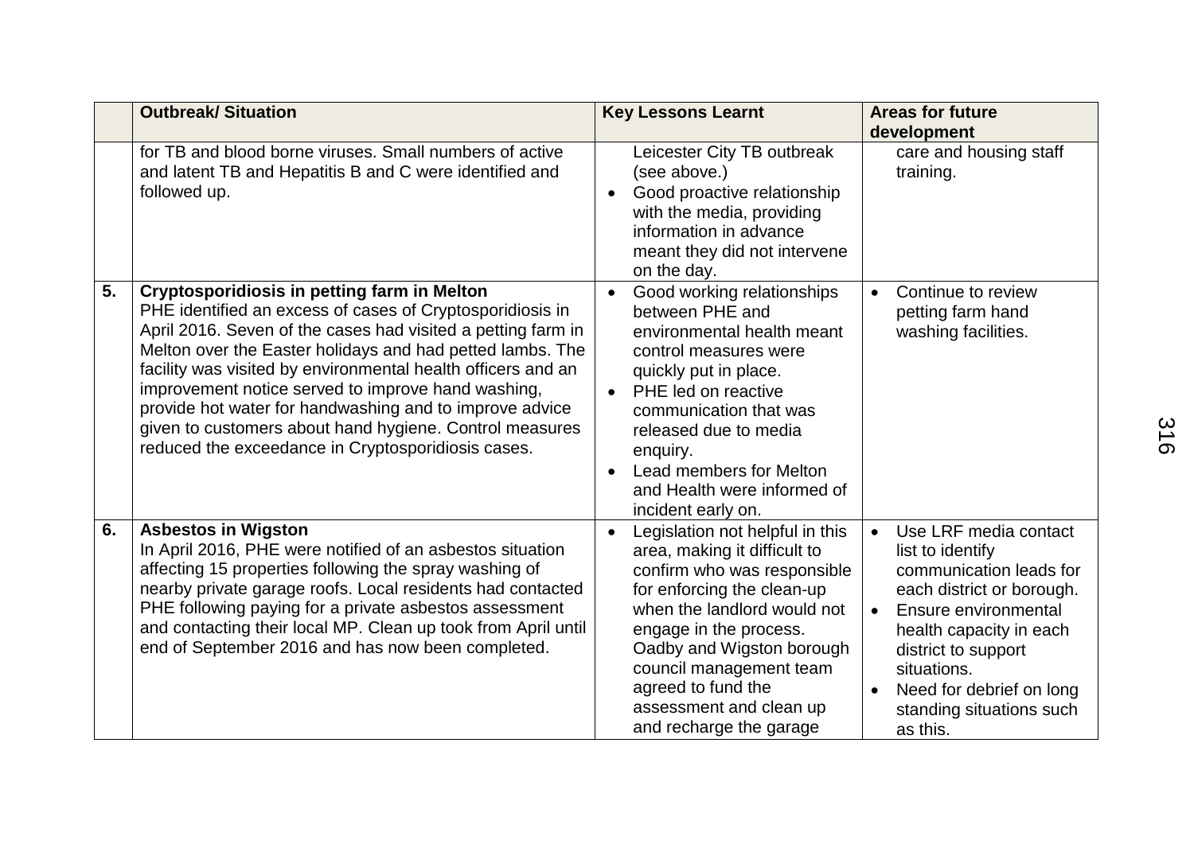| | Outbreak/ Situation | Key Lessons Learnt | Areas for future development |
|---|---|---|---|
| | for TB and blood borne viruses. Small numbers of active and latent TB and Hepatitis B and C were identified and followed up. | Leicester City TB outbreak (see above.)<br>• Good proactive relationship with the media, providing information in advance meant they did not intervene on the day. | care and housing staff training. |
| 5. | **Cryptosporidiosis in petting farm in Melton**<br>PHE identified an excess of cases of Cryptosporidiosis in April 2016. Seven of the cases had visited a petting farm in Melton over the Easter holidays and had petted lambs. The facility was visited by environmental health officers and an improvement notice served to improve hand washing, provide hot water for handwashing and to improve advice given to customers about hand hygiene. Control measures reduced the exceedance in Cryptosporidiosis cases. | • Good working relationships between PHE and environmental health meant control measures were quickly put in place.<br>• PHE led on reactive communication that was released due to media enquiry.<br>• Lead members for Melton and Health were informed of incident early on. | • Continue to review petting farm hand washing facilities. |
| 6. | **Asbestos in Wigston**<br>In April 2016, PHE were notified of an asbestos situation affecting 15 properties following the spray washing of nearby private garage roofs. Local residents had contacted PHE following paying for a private asbestos assessment and contacting their local MP. Clean up took from April until end of September 2016 and has now been completed. | • Legislation not helpful in this area, making it difficult to confirm who was responsible for enforcing the clean-up when the landlord would not engage in the process. Oadby and Wigston borough council management team agreed to fund the assessment and clean up and recharge the garage | • Use LRF media contact list to identify communication leads for each district or borough.<br>• Ensure environmental health capacity in each district to support situations.<br>• Need for debrief on long standing situations such as this. |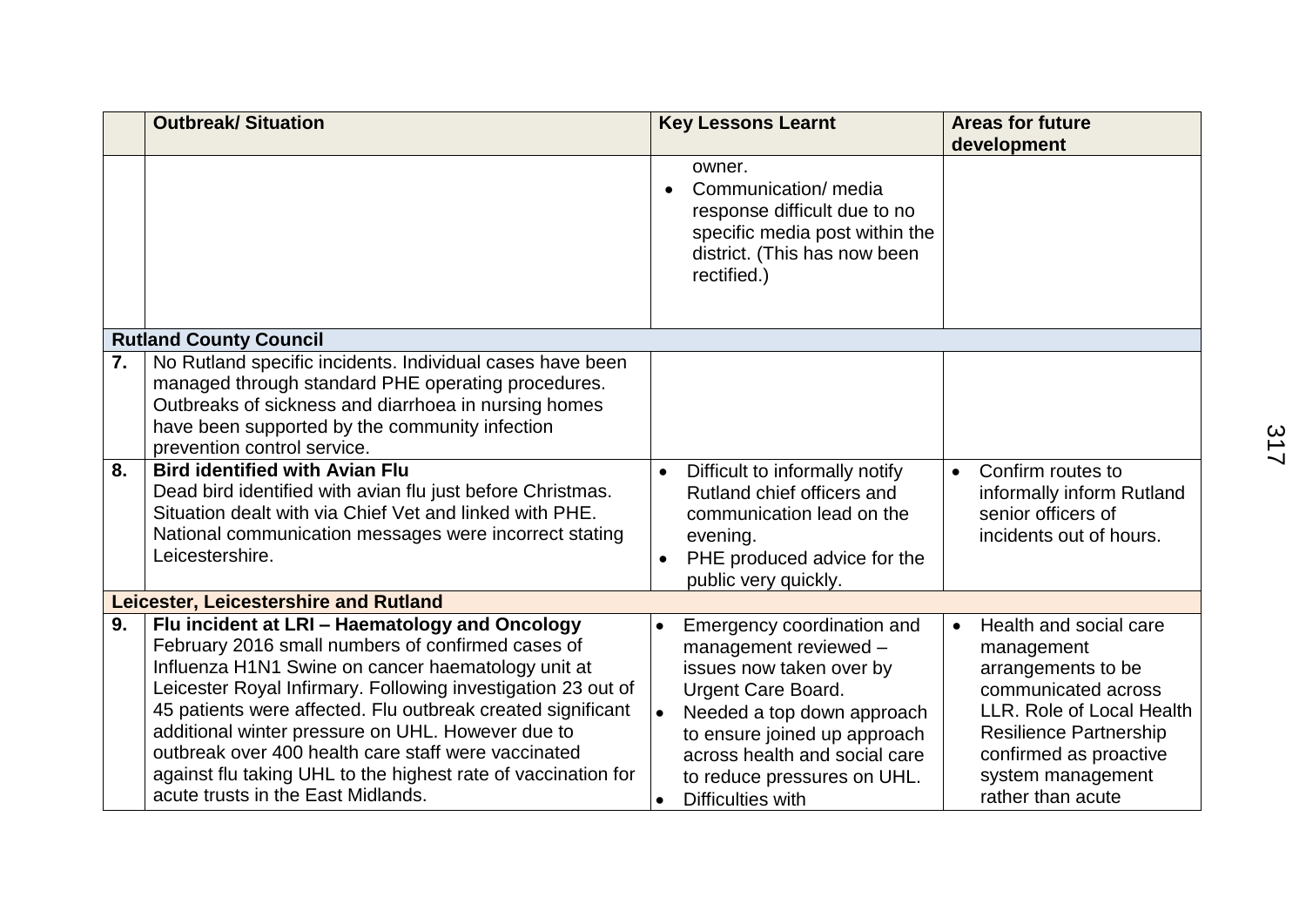| | Outbreak/ Situation | Key Lessons Learnt | Areas for future development |
|---|---|---|---|
| | | owner.<br>• Communication/ media response difficult due to no specific media post within the district. (This has now been rectified.) | |
| **Rutland County Council** | | | |
| **7.** | No Rutland specific incidents. Individual cases have been managed through standard PHE operating procedures. Outbreaks of sickness and diarrhoea in nursing homes have been supported by the community infection prevention control service. | | |
| **8.** | **Bird identified with Avian Flu**<br>Dead bird identified with avian flu just before Christmas. Situation dealt with via Chief Vet and linked with PHE. National communication messages were incorrect stating Leicestershire. | • Difficult to informally notify Rutland chief officers and communication lead on the evening.<br>• PHE produced advice for the public very quickly. | • Confirm routes to informally inform Rutland senior officers of incidents out of hours. |
| **Leicester, Leicestershire and Rutland** | | | |
| **9.** | **Flu incident at LRI – Haematology and Oncology**<br>February 2016 small numbers of confirmed cases of Influenza H1N1 Swine on cancer haematology unit at Leicester Royal Infirmary. Following investigation 23 out of 45 patients were affected. Flu outbreak created significant additional winter pressure on UHL. However due to outbreak over 400 health care staff were vaccinated against flu taking UHL to the highest rate of vaccination for acute trusts in the East Midlands. | • Emergency coordination and management reviewed – issues now taken over by Urgent Care Board.<br>• Needed a top down approach to ensure joined up approach across health and social care to reduce pressures on UHL.<br>• Difficulties with | • Health and social care management arrangements to be communicated across LLR. Role of Local Health Resilience Partnership confirmed as proactive system management rather than acute |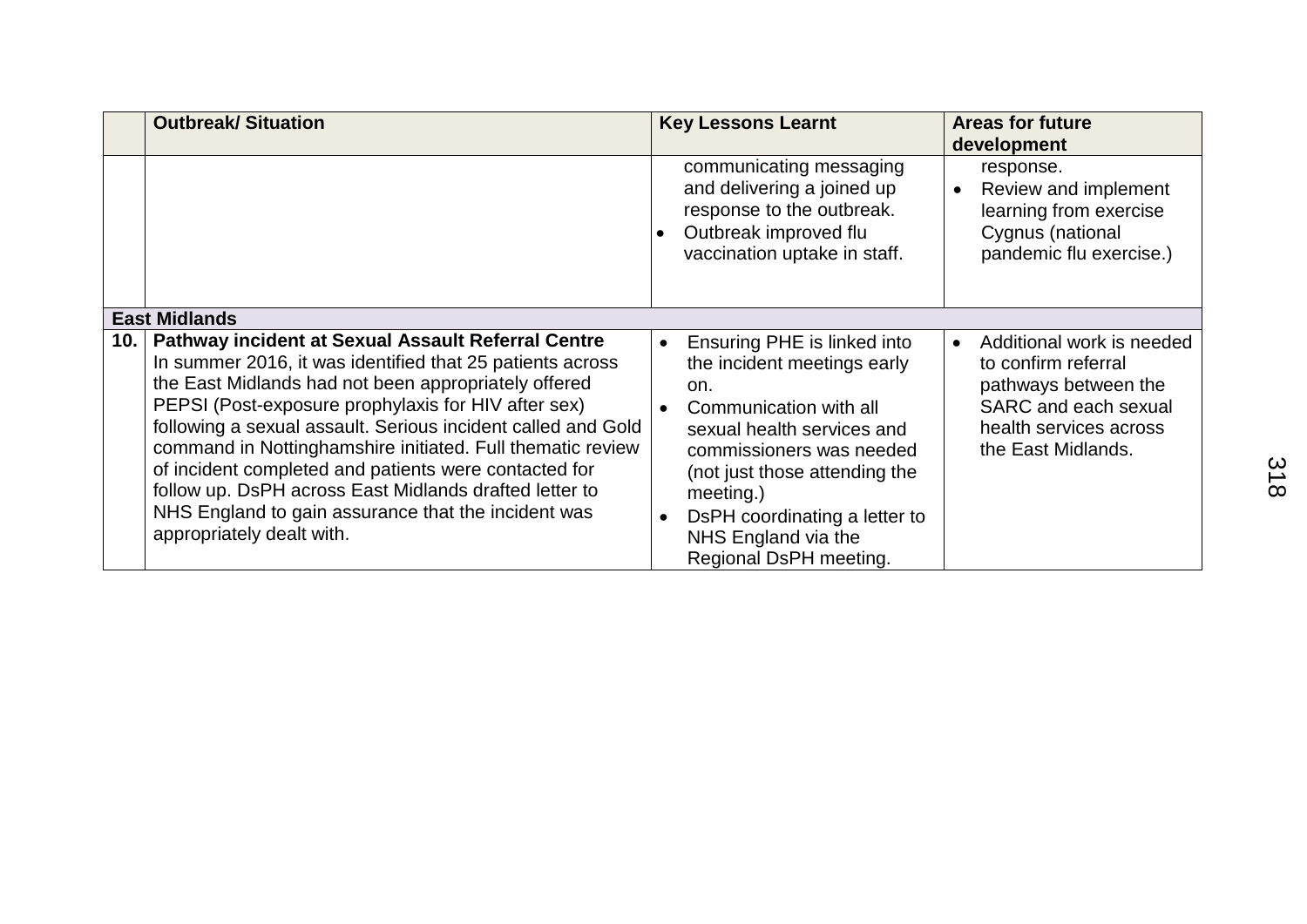| | Outbreak/ Situation | Key Lessons Learnt | Areas for future development |
|---|---|---|---|
| | | communicating messaging and delivering a joined up response to the outbreak.<br>• Outbreak improved flu vaccination uptake in staff. | response.<br>• Review and implement learning from exercise Cygnus (national pandemic flu exercise.) |
| **East Midlands** | | | |
| **10.** | **Pathway incident at Sexual Assault Referral Centre**<br>In summer 2016, it was identified that 25 patients across the East Midlands had not been appropriately offered PEPSI (Post-exposure prophylaxis for HIV after sex) following a sexual assault. Serious incident called and Gold command in Nottinghamshire initiated. Full thematic review of incident completed and patients were contacted for follow up. DsPH across East Midlands drafted letter to NHS England to gain assurance that the incident was appropriately dealt with. | • Ensuring PHE is linked into the incident meetings early on.<br>• Communication with all sexual health services and commissioners was needed (not just those attending the meeting.)<br>• DsPH coordinating a letter to NHS England via the Regional DsPH meeting. | • Additional work is needed to confirm referral pathways between the SARC and each sexual health services across the East Midlands. |